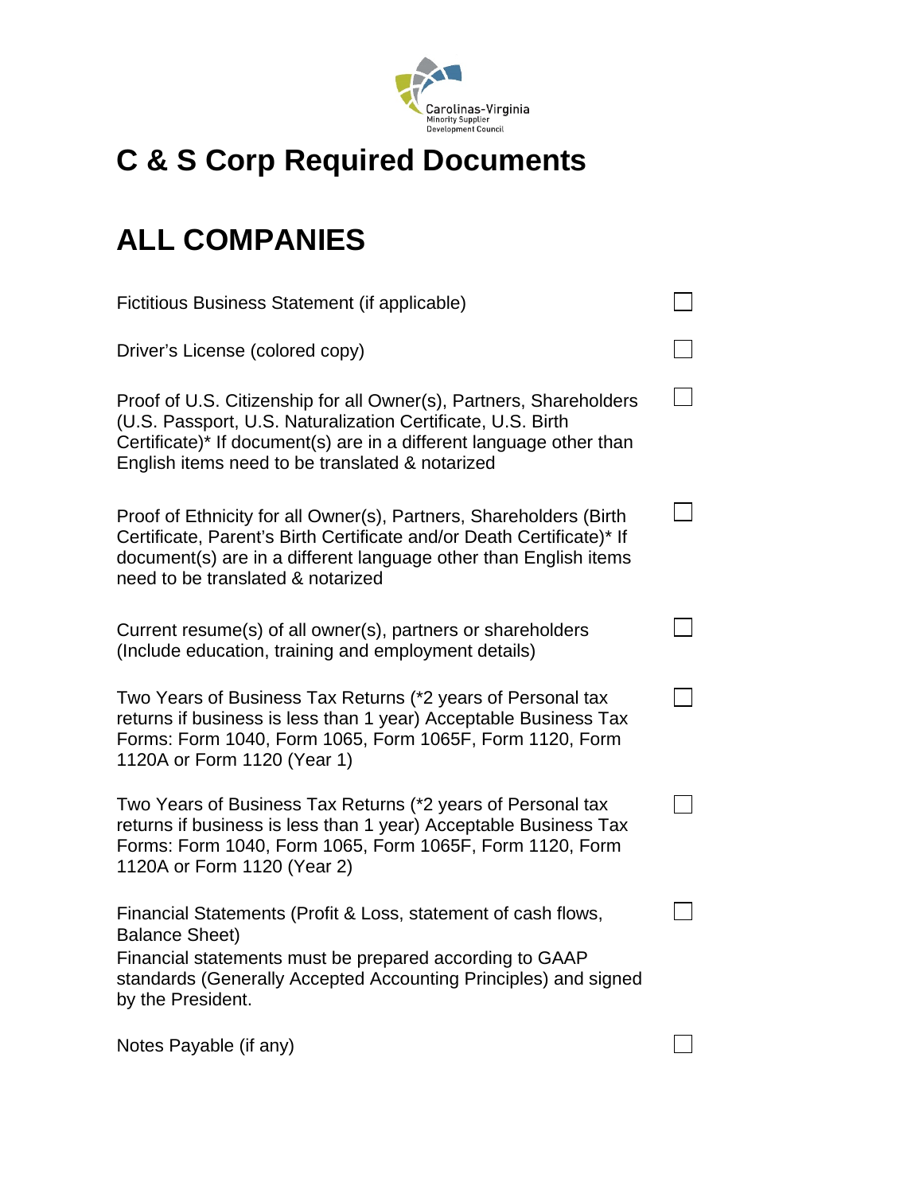Carolinas-Virginia Minority Supplier Development Council

# C & S Corp Required Documents

# ALL COMPANIES

- [ ] Fictitious Business Statement (if applicable)
- [ ] Driver's License (colored copy)
- [ ] Proof of U.S. Citizenship for all Owner(s), Partners, Shareholders (U.S. Passport, U.S. Naturalization Certificate, U.S. Birth Certificate)* If document(s) are in a different language other than English items need to be translated & notarized
- [ ] Proof of Ethnicity for all Owner(s), Partners, Shareholders (Birth Certificate, Parent's Birth Certificate and/or Death Certificate)* If document(s) are in a different language other than English items need to be translated & notarized
- [ ] Current resume(s) of all owner(s), partners or shareholders (Include education, training and employment details)
- [ ] Two Years of Business Tax Returns (*2 years of Personal tax returns if business is less than 1 year) Acceptable Business Tax Forms: Form 1040, Form 1065, Form 1065F, Form 1120, Form 1120A or Form 1120 (Year 1)
- [ ] Two Years of Business Tax Returns (*2 years of Personal tax returns if business is less than 1 year) Acceptable Business Tax Forms: Form 1040, Form 1065, Form 1065F, Form 1120, Form 1120A or Form 1120 (Year 2)
- [ ] Financial Statements (Profit & Loss, statement of cash flows, Balance Sheet)
  Financial statements must be prepared according to GAAP standards (Generally Accepted Accounting Principles) and signed by the President.
- [ ] Notes Payable (if any)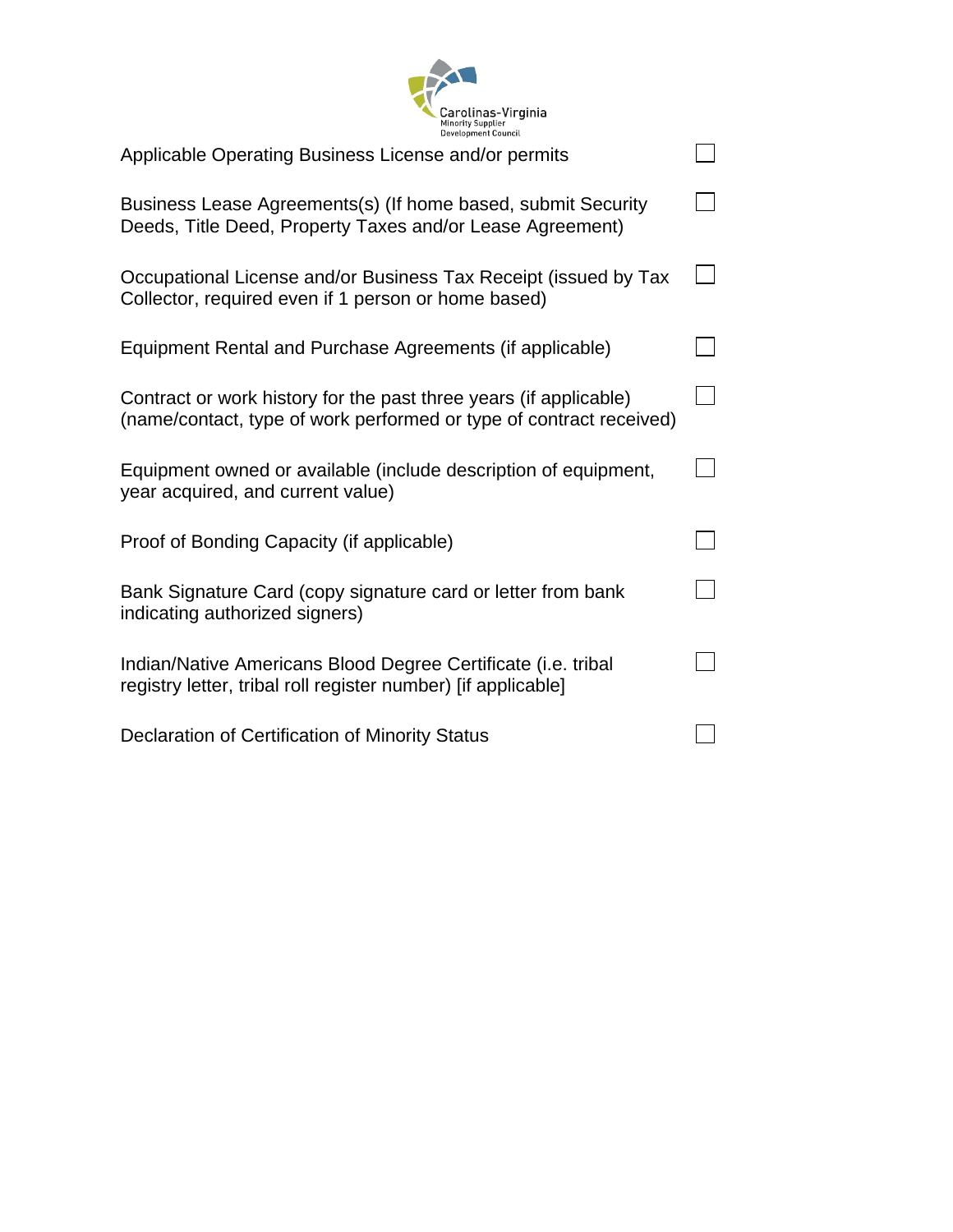- [ ] Applicable Operating Business License and/or permits
- [ ] Business Lease Agreements(s) (If home based, submit Security Deeds, Title Deed, Property Taxes and/or Lease Agreement)
- [ ] Occupational License and/or Business Tax Receipt (issued by Tax Collector, required even if 1 person or home based)
- [ ] Equipment Rental and Purchase Agreements (if applicable)
- [ ] Contract or work history for the past three years (if applicable) (name/contact, type of work performed or type of contract received)
- [ ] Equipment owned or available (include description of equipment, year acquired, and current value)
- [ ] Proof of Bonding Capacity (if applicable)
- [ ] Bank Signature Card (copy signature card or letter from bank indicating authorized signers)
- [ ] Indian/Native Americans Blood Degree Certificate (i.e. tribal registry letter, tribal roll register number) [if applicable]
- [ ] Declaration of Certification of Minority Status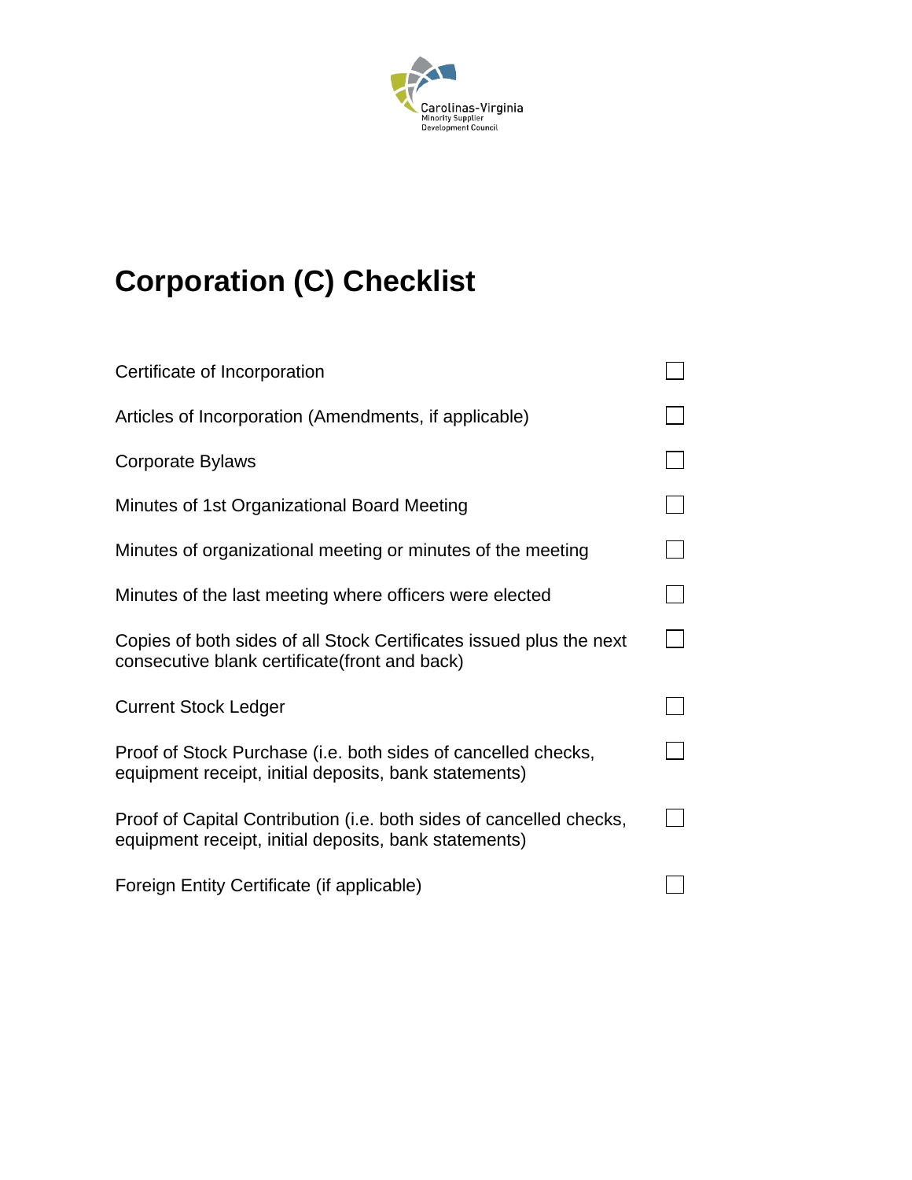Carolinas-Virginia
Minority Supplier
Development Council

# Corporation (C) Checklist

- [ ] Certificate of Incorporation
- [ ] Articles of Incorporation (Amendments, if applicable)
- [ ] Corporate Bylaws
- [ ] Minutes of 1st Organizational Board Meeting
- [ ] Minutes of organizational meeting or minutes of the meeting
- [ ] Minutes of the last meeting where officers were elected
- [ ] Copies of both sides of all Stock Certificates issued plus the next consecutive blank certificate(front and back)
- [ ] Current Stock Ledger
- [ ] Proof of Stock Purchase (i.e. both sides of cancelled checks, equipment receipt, initial deposits, bank statements)
- [ ] Proof of Capital Contribution (i.e. both sides of cancelled checks, equipment receipt, initial deposits, bank statements)
- [ ] Foreign Entity Certificate (if applicable)